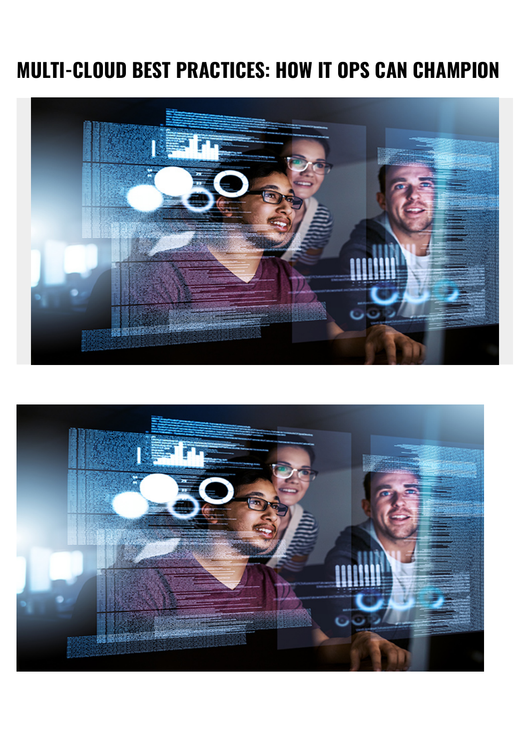# MULTI-CLOUD BEST PRACTICES: HOW IT OPS CAN CHAMPION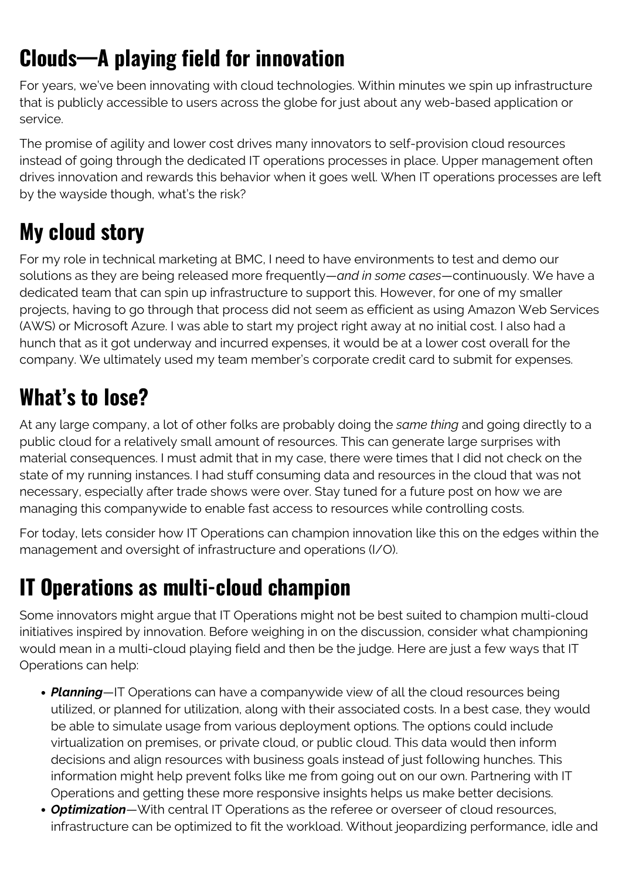## Clouds—A playing field for innovation

For years, we've been innovating with cloud technologies. Within minutes we spin up infrastructure that is publicly accessible to users across the globe for just about any web-based application or service.

The promise of agility and lower cost drives many innovators to self-provision cloud resources instead of going through the dedicated IT operations processes in place. Upper management often drives innovation and rewards this behavior when it goes well. When IT operations processes are left by the wayside though, what's the risk?

## My cloud story

For my role in technical marketing at BMC, I need to have environments to test and demo our solutions as they are being released more frequently—*and in some cases*—continuously. We have a dedicated team that can spin up infrastructure to support this. However, for one of my smaller projects, having to go through that process did not seem as efficient as using Amazon Web Services (AWS) or Microsoft Azure. I was able to start my project right away at no initial cost. I also had a hunch that as it got underway and incurred expenses, it would be at a lower cost overall for the company. We ultimately used my team member's corporate credit card to submit for expenses.

## What's to lose?

At any large company, a lot of other folks are probably doing the *same thing* and going directly to a public cloud for a relatively small amount of resources. This can generate large surprises with material consequences. I must admit that in my case, there were times that I did not check on the state of my running instances. I had stuff consuming data and resources in the cloud that was not necessary, especially after trade shows were over. Stay tuned for a future post on how we are managing this companywide to enable fast access to resources while controlling costs.

For today, lets consider how IT Operations can champion innovation like this on the edges within the management and oversight of infrastructure and operations (I/O).

## IT Operations as multi-cloud champion

Some innovators might argue that IT Operations might not be best suited to champion multi-cloud initiatives inspired by innovation. Before weighing in on the discussion, consider what championing would mean in a multi-cloud playing field and then be the judge. Here are just a few ways that IT Operations can help:

- ***Planning***—IT Operations can have a companywide view of all the cloud resources being utilized, or planned for utilization, along with their associated costs. In a best case, they would be able to simulate usage from various deployment options. The options could include virtualization on premises, or private cloud, or public cloud. This data would then inform decisions and align resources with business goals instead of just following hunches. This information might help prevent folks like me from going out on our own. Partnering with IT Operations and getting these more responsive insights helps us make better decisions.
- ***Optimization***—With central IT Operations as the referee or overseer of cloud resources, infrastructure can be optimized to fit the workload. Without jeopardizing performance, idle and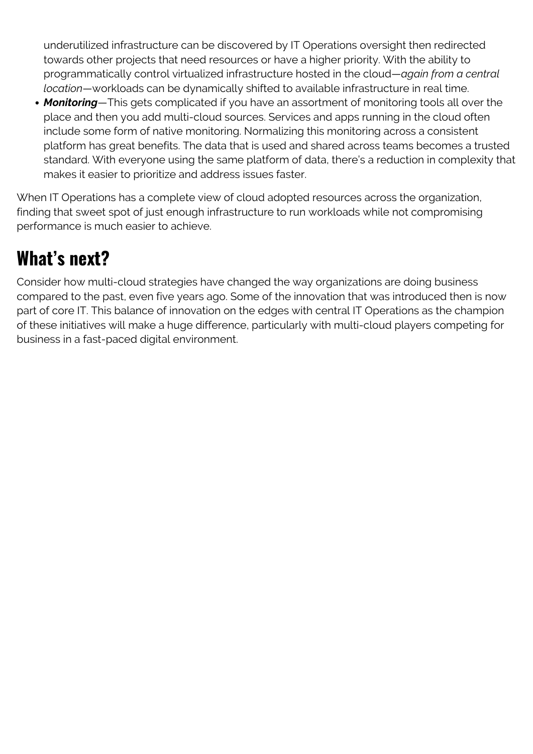underutilized infrastructure can be discovered by IT Operations oversight then redirected towards other projects that need resources or have a higher priority. With the ability to programmatically control virtualized infrastructure hosted in the cloud—*again from a central location*—workloads can be dynamically shifted to available infrastructure in real time.

- ***Monitoring***—This gets complicated if you have an assortment of monitoring tools all over the place and then you add multi-cloud sources. Services and apps running in the cloud often include some form of native monitoring. Normalizing this monitoring across a consistent platform has great benefits. The data that is used and shared across teams becomes a trusted standard. With everyone using the same platform of data, there's a reduction in complexity that makes it easier to prioritize and address issues faster.

When IT Operations has a complete view of cloud adopted resources across the organization, finding that sweet spot of just enough infrastructure to run workloads while not compromising performance is much easier to achieve.

## What's next?

Consider how multi-cloud strategies have changed the way organizations are doing business compared to the past, even five years ago. Some of the innovation that was introduced then is now part of core IT. This balance of innovation on the edges with central IT Operations as the champion of these initiatives will make a huge difference, particularly with multi-cloud players competing for business in a fast-paced digital environment.